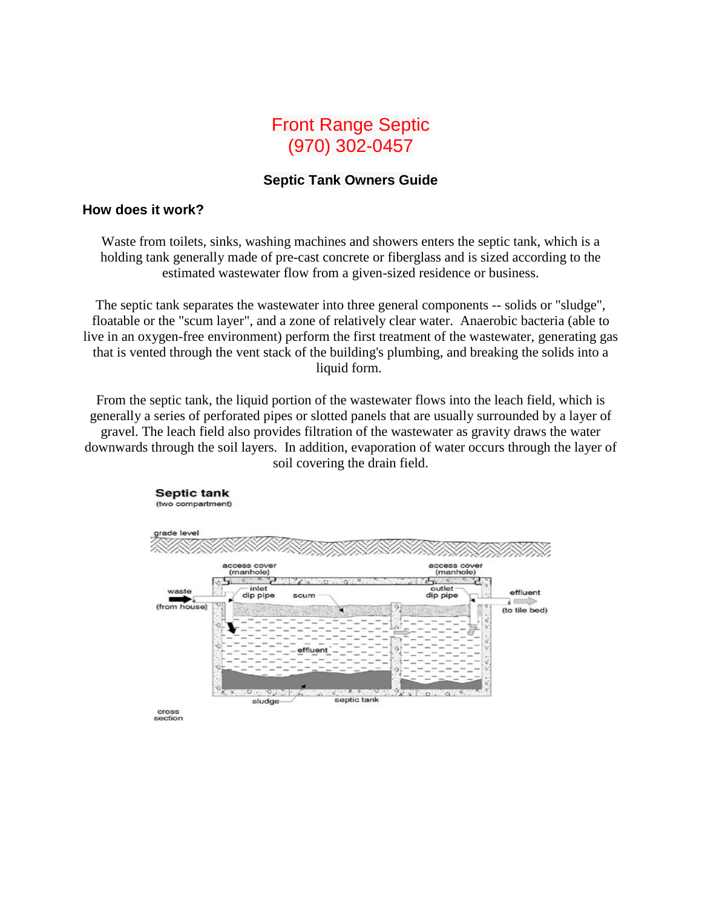# Front Range Septic
# (970) 302-0457

## Septic Tank Owners Guide

### How does it work?

Waste from toilets, sinks, washing machines and showers enters the septic tank, which is a holding tank generally made of pre-cast concrete or fiberglass and is sized according to the estimated wastewater flow from a given-sized residence or business.

The septic tank separates the wastewater into three general components -- solids or "sludge", floatable or the "scum layer", and a zone of relatively clear water. Anaerobic bacteria (able to live in an oxygen-free environment) perform the first treatment of the wastewater, generating gas that is vented through the vent stack of the building's plumbing, and breaking the solids into a liquid form.

From the septic tank, the liquid portion of the wastewater flows into the leach field, which is generally a series of perforated pipes or slotted panels that are usually surrounded by a layer of gravel. The leach field also provides filtration of the wastewater as gravity draws the water downwards through the soil layers. In addition, evaporation of water occurs through the layer of soil covering the drain field.

**Septic tank**
(two compartment)

grade level

access cover (manhole) | access cover (manhole)

waste (from house) | inlet dip pipe | scum | outlet dip pipe | effluent (to tile bed)

effluent

sludge | septic tank

cross section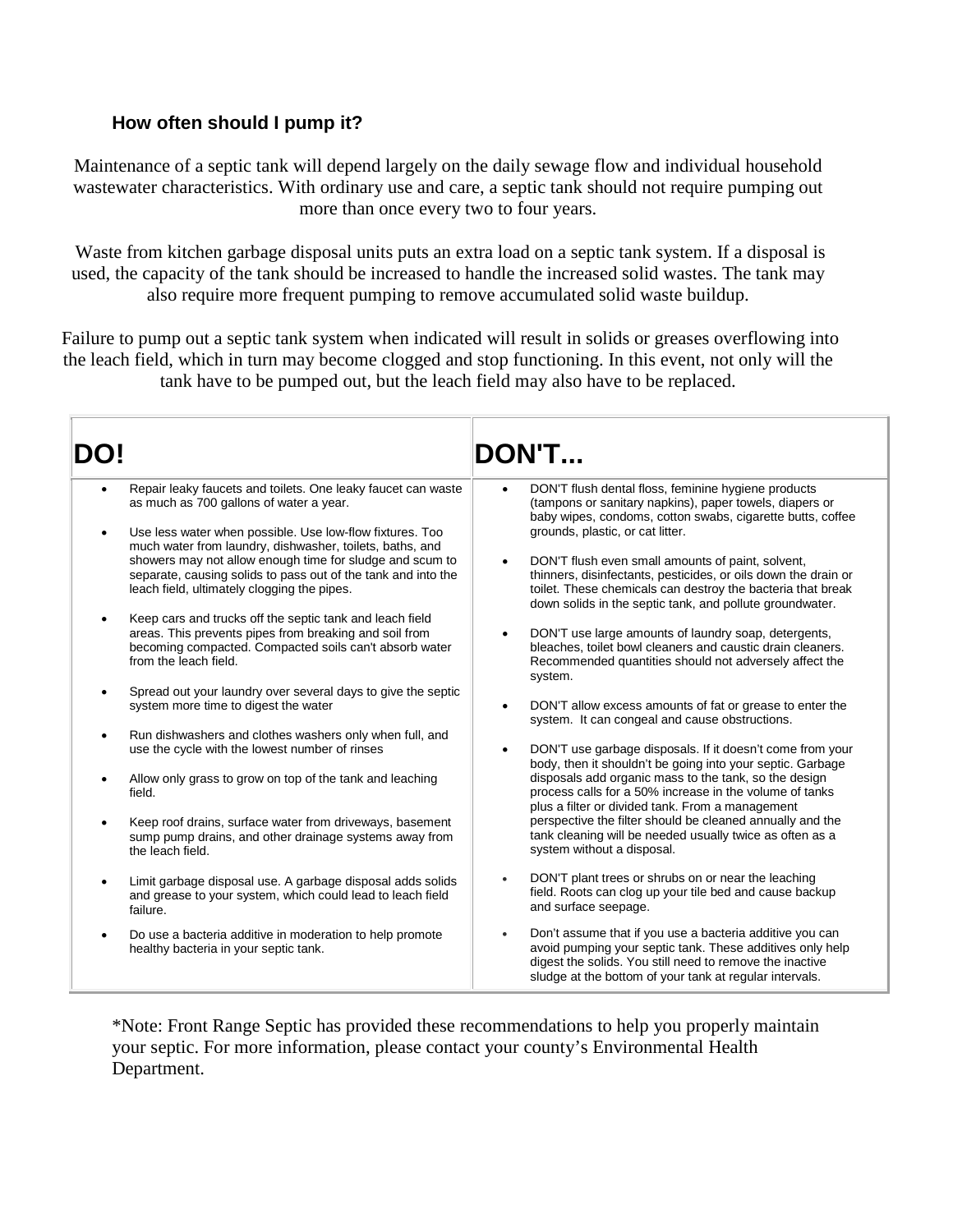### How often should I pump it?

Maintenance of a septic tank will depend largely on the daily sewage flow and individual household wastewater characteristics. With ordinary use and care, a septic tank should not require pumping out more than once every two to four years.

Waste from kitchen garbage disposal units puts an extra load on a septic tank system. If a disposal is used, the capacity of the tank should be increased to handle the increased solid wastes. The tank may also require more frequent pumping to remove accumulated solid waste buildup.

Failure to pump out a septic tank system when indicated will result in solids or greases overflowing into the leach field, which in turn may become clogged and stop functioning. In this event, not only will the tank have to be pumped out, but the leach field may also have to be replaced.

| DO! | DON'T... |
| --- | --- |
| • Repair leaky faucets and toilets. One leaky faucet can waste as much as 700 gallons of water a year.<br><br>• Use less water when possible. Use low-flow fixtures. Too much water from laundry, dishwasher, toilets, baths, and showers may not allow enough time for sludge and scum to separate, causing solids to pass out of the tank and into the leach field, ultimately clogging the pipes.<br><br>• Keep cars and trucks off the septic tank and leach field areas. This prevents pipes from breaking and soil from becoming compacted. Compacted soils can't absorb water from the leach field.<br><br>• Spread out your laundry over several days to give the septic system more time to digest the water<br><br>• Run dishwashers and clothes washers only when full, and use the cycle with the lowest number of rinses<br><br>• Allow only grass to grow on top of the tank and leaching field.<br><br>• Keep roof drains, surface water from driveways, basement sump pump drains, and other drainage systems away from the leach field.<br><br>• Limit garbage disposal use. A garbage disposal adds solids and grease to your system, which could lead to leach field failure.<br><br>• Do use a bacteria additive in moderation to help promote healthy bacteria in your septic tank. | • DON'T flush dental floss, feminine hygiene products (tampons or sanitary napkins), paper towels, diapers or baby wipes, condoms, cotton swabs, cigarette butts, coffee grounds, plastic, or cat litter.<br><br>• DON'T flush even small amounts of paint, solvent, thinners, disinfectants, pesticides, or oils down the drain or toilet. These chemicals can destroy the bacteria that break down solids in the septic tank, and pollute groundwater.<br><br>• DON'T use large amounts of laundry soap, detergents, bleaches, toilet bowl cleaners and caustic drain cleaners. Recommended quantities should not adversely affect the system.<br><br>• DON'T allow excess amounts of fat or grease to enter the system. It can congeal and cause obstructions.<br><br>• DON'T use garbage disposals. If it doesn't come from your body, then it shouldn't be going into your septic. Garbage disposals add organic mass to the tank, so the design process calls for a 50% increase in the volume of tanks plus a filter or divided tank. From a management perspective the filter should be cleaned annually and the tank cleaning will be needed usually twice as often as a system without a disposal.<br><br>• DON'T plant trees or shrubs on or near the leaching field. Roots can clog up your tile bed and cause backup and surface seepage.<br><br>• Don't assume that if you use a bacteria additive you can avoid pumping your septic tank. These additives only help digest the solids. You still need to remove the inactive sludge at the bottom of your tank at regular intervals. |

*Note: Front Range Septic has provided these recommendations to help you properly maintain your septic. For more information, please contact your county's Environmental Health Department.